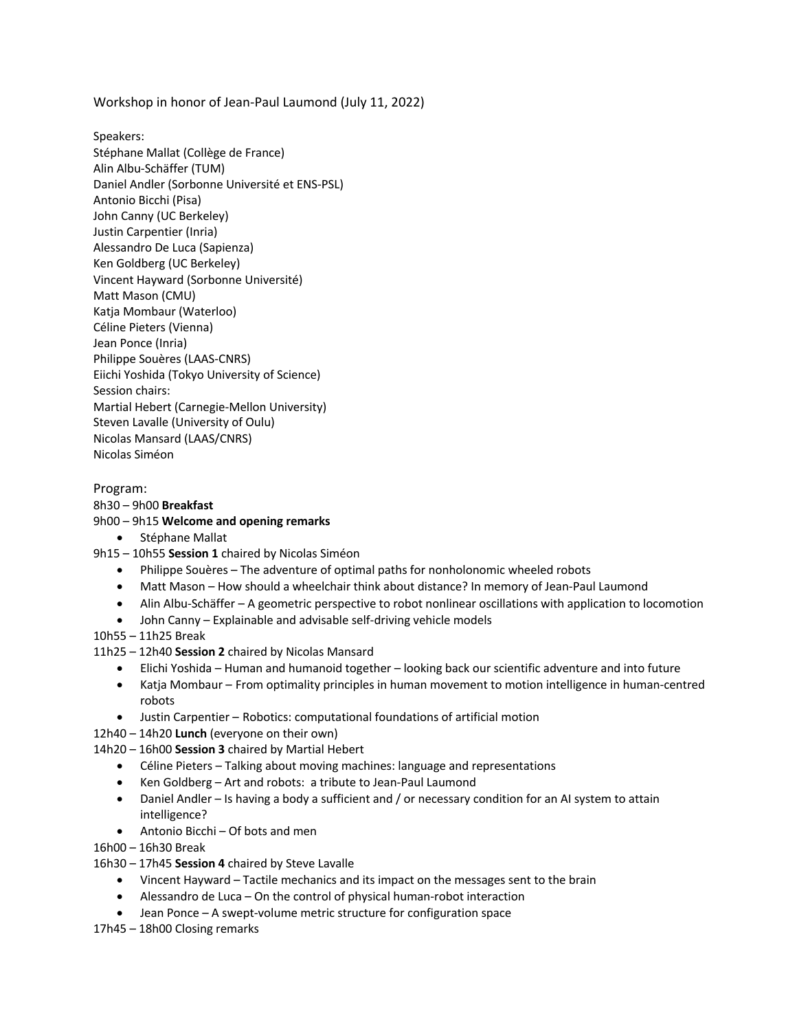Workshop in honor of Jean-Paul Laumond (July 11, 2022)

Speakers:
Stéphane Mallat (Collège de France)
Alin Albu-Schäffer (TUM)
Daniel Andler (Sorbonne Université et ENS-PSL)
Antonio Bicchi (Pisa)
John Canny (UC Berkeley)
Justin Carpentier (Inria)
Alessandro De Luca (Sapienza)
Ken Goldberg (UC Berkeley)
Vincent Hayward (Sorbonne Université)
Matt Mason (CMU)
Katja Mombaur (Waterloo)
Céline Pieters (Vienna)
Jean Ponce (Inria)
Philippe Souères (LAAS-CNRS)
Eiichi Yoshida (Tokyo University of Science)
Session chairs:
Martial Hebert (Carnegie-Mellon University)
Steven Lavalle (University of Oulu)
Nicolas Mansard (LAAS/CNRS)
Nicolas Siméon

Program:
8h30 – 9h00 **Breakfast**
9h00 – 9h15 **Welcome and opening remarks**
- Stéphane Mallat

9h15 – 10h55 **Session 1** chaired by Nicolas Siméon
- Philippe Souères – The adventure of optimal paths for nonholonomic wheeled robots
- Matt Mason – How should a wheelchair think about distance? In memory of Jean-Paul Laumond
- Alin Albu-Schäffer – A geometric perspective to robot nonlinear oscillations with application to locomotion
- John Canny – Explainable and advisable self-driving vehicle models

10h55 – 11h25 Break
11h25 – 12h40 **Session 2** chaired by Nicolas Mansard
- Elichi Yoshida – Human and humanoid together – looking back our scientific adventure and into future
- Katja Mombaur – From optimality principles in human movement to motion intelligence in human-centred robots
- Justin Carpentier – Robotics: computational foundations of artificial motion

12h40 – 14h20 **Lunch** (everyone on their own)
14h20 – 16h00 **Session 3** chaired by Martial Hebert
- Céline Pieters – Talking about moving machines: language and representations
- Ken Goldberg – Art and robots: a tribute to Jean-Paul Laumond
- Daniel Andler – Is having a body a sufficient and / or necessary condition for an AI system to attain intelligence?
- Antonio Bicchi – Of bots and men

16h00 – 16h30 Break
16h30 – 17h45 **Session 4** chaired by Steve Lavalle
- Vincent Hayward – Tactile mechanics and its impact on the messages sent to the brain
- Alessandro de Luca – On the control of physical human-robot interaction
- Jean Ponce – A swept-volume metric structure for configuration space

17h45 – 18h00 Closing remarks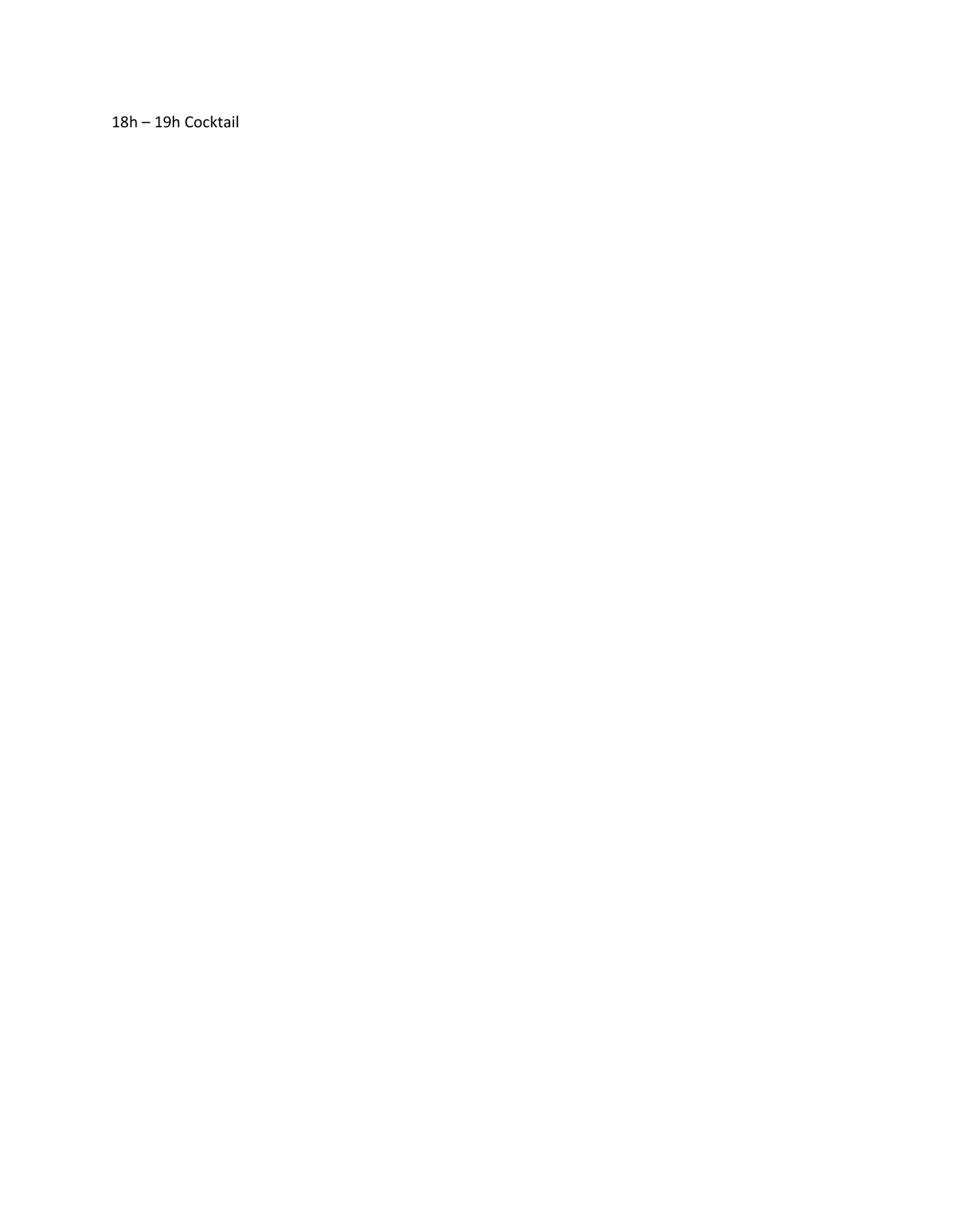18h – 19h Cocktail